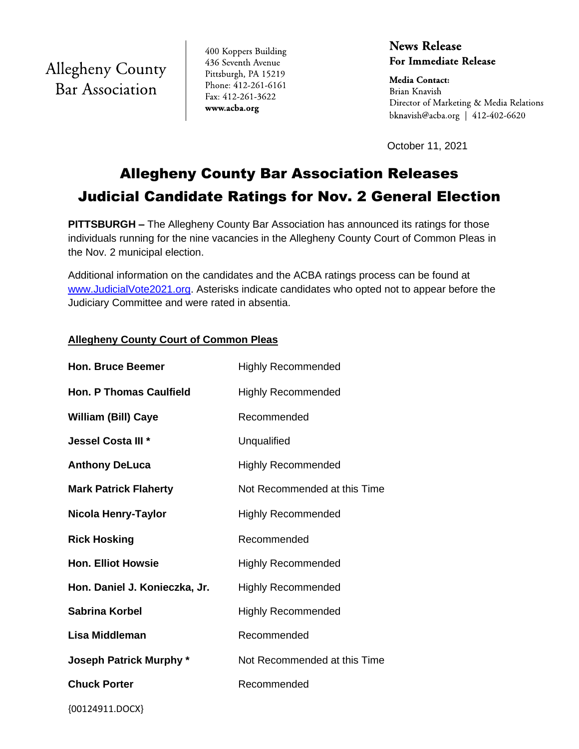Allegheny County Bar Association

400 Koppers Building
436 Seventh Avenue
Pittsburgh, PA 15219
Phone: 412-261-6161
Fax: 412-261-3622
**www.acba.org**

**News Release**
**For Immediate Release**

**Media Contact:**
Brian Knavish
Director of Marketing & Media Relations
bknavish@acba.org | 412-402-6620

October 11, 2021

# Allegheny County Bar Association Releases Judicial Candidate Ratings for Nov. 2 General Election

**PITTSBURGH –** The Allegheny County Bar Association has announced its ratings for those individuals running for the nine vacancies in the Allegheny County Court of Common Pleas in the Nov. 2 municipal election.

Additional information on the candidates and the ACBA ratings process can be found at www.JudicialVote2021.org. Asterisks indicate candidates who opted not to appear before the Judiciary Committee and were rated in absentia.

## Allegheny County Court of Common Pleas

| Candidate | Rating |
|---|---|
| **Hon. Bruce Beemer** | Highly Recommended |
| **Hon. P Thomas Caulfield** | Highly Recommended |
| **William (Bill) Caye** | Recommended |
| **Jessel Costa III *** | Unqualified |
| **Anthony DeLuca** | Highly Recommended |
| **Mark Patrick Flaherty** | Not Recommended at this Time |
| **Nicola Henry-Taylor** | Highly Recommended |
| **Rick Hosking** | Recommended |
| **Hon. Elliot Howsie** | Highly Recommended |
| **Hon. Daniel J. Konieczka, Jr.** | Highly Recommended |
| **Sabrina Korbel** | Highly Recommended |
| **Lisa Middleman** | Recommended |
| **Joseph Patrick Murphy *** | Not Recommended at this Time |
| **Chuck Porter** | Recommended |

{00124911.DOCX}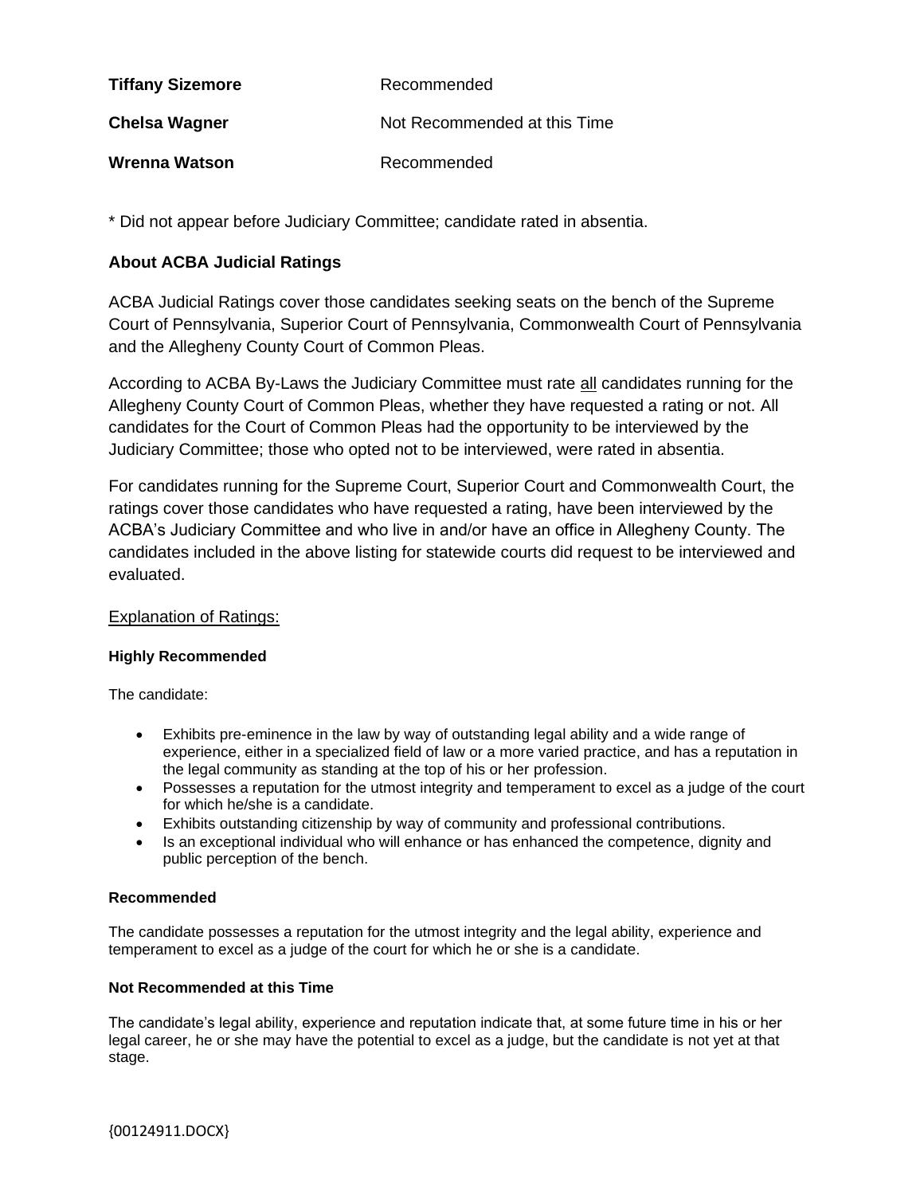| | |
|---|---|
| **Tiffany Sizemore** | Recommended |
| **Chelsa Wagner** | Not Recommended at this Time |
| **Wrenna Watson** | Recommended |

* Did not appear before Judiciary Committee; candidate rated in absentia.

## About ACBA Judicial Ratings

ACBA Judicial Ratings cover those candidates seeking seats on the bench of the Supreme Court of Pennsylvania, Superior Court of Pennsylvania, Commonwealth Court of Pennsylvania and the Allegheny County Court of Common Pleas.

According to ACBA By-Laws the Judiciary Committee must rate <u>all</u> candidates running for the Allegheny County Court of Common Pleas, whether they have requested a rating or not. All candidates for the Court of Common Pleas had the opportunity to be interviewed by the Judiciary Committee; those who opted not to be interviewed, were rated in absentia.

For candidates running for the Supreme Court, Superior Court and Commonwealth Court, the ratings cover those candidates who have requested a rating, have been interviewed by the ACBA's Judiciary Committee and who live in and/or have an office in Allegheny County. The candidates included in the above listing for statewide courts did request to be interviewed and evaluated.

<u>Explanation of Ratings:</u>

#### Highly Recommended

The candidate:

- Exhibits pre-eminence in the law by way of outstanding legal ability and a wide range of experience, either in a specialized field of law or a more varied practice, and has a reputation in the legal community as standing at the top of his or her profession.
- Possesses a reputation for the utmost integrity and temperament to excel as a judge of the court for which he/she is a candidate.
- Exhibits outstanding citizenship by way of community and professional contributions.
- Is an exceptional individual who will enhance or has enhanced the competence, dignity and public perception of the bench.

#### Recommended

The candidate possesses a reputation for the utmost integrity and the legal ability, experience and temperament to excel as a judge of the court for which he or she is a candidate.

#### Not Recommended at this Time

The candidate's legal ability, experience and reputation indicate that, at some future time in his or her legal career, he or she may have the potential to excel as a judge, but the candidate is not yet at that stage.

{00124911.DOCX}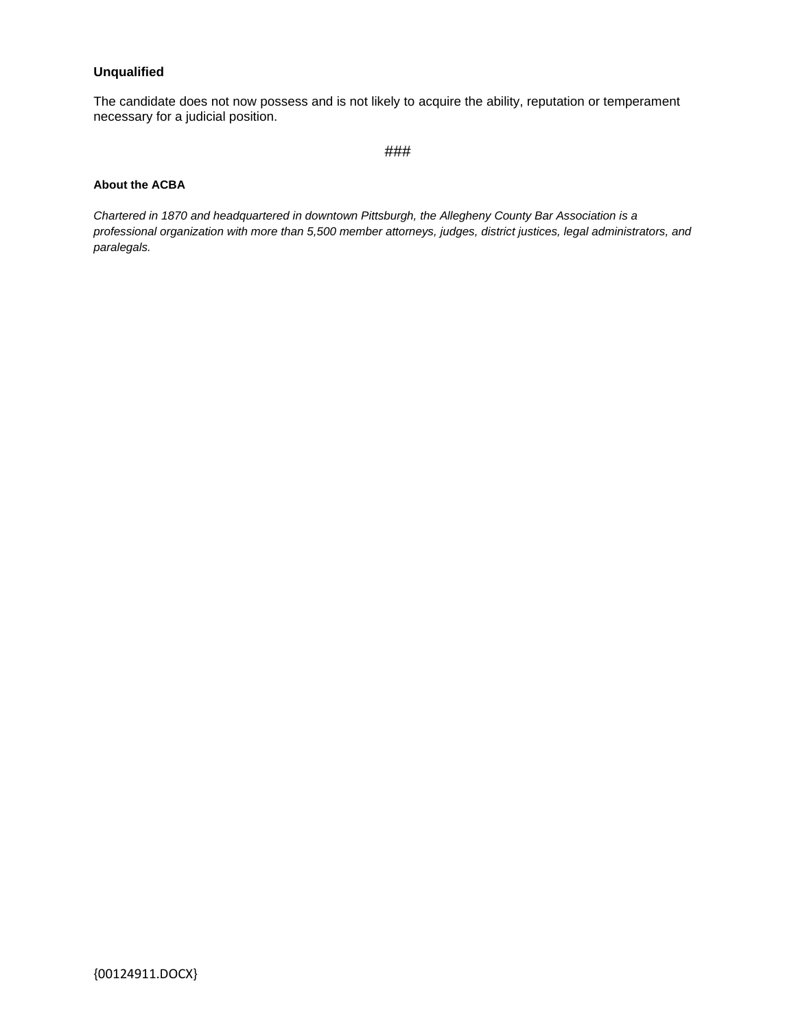**Unqualified**

The candidate does not now possess and is not likely to acquire the ability, reputation or temperament necessary for a judicial position.

###

**About the ACBA**

*Chartered in 1870 and headquartered in downtown Pittsburgh, the Allegheny County Bar Association is a professional organization with more than 5,500 member attorneys, judges, district justices, legal administrators, and paralegals.*

{00124911.DOCX}